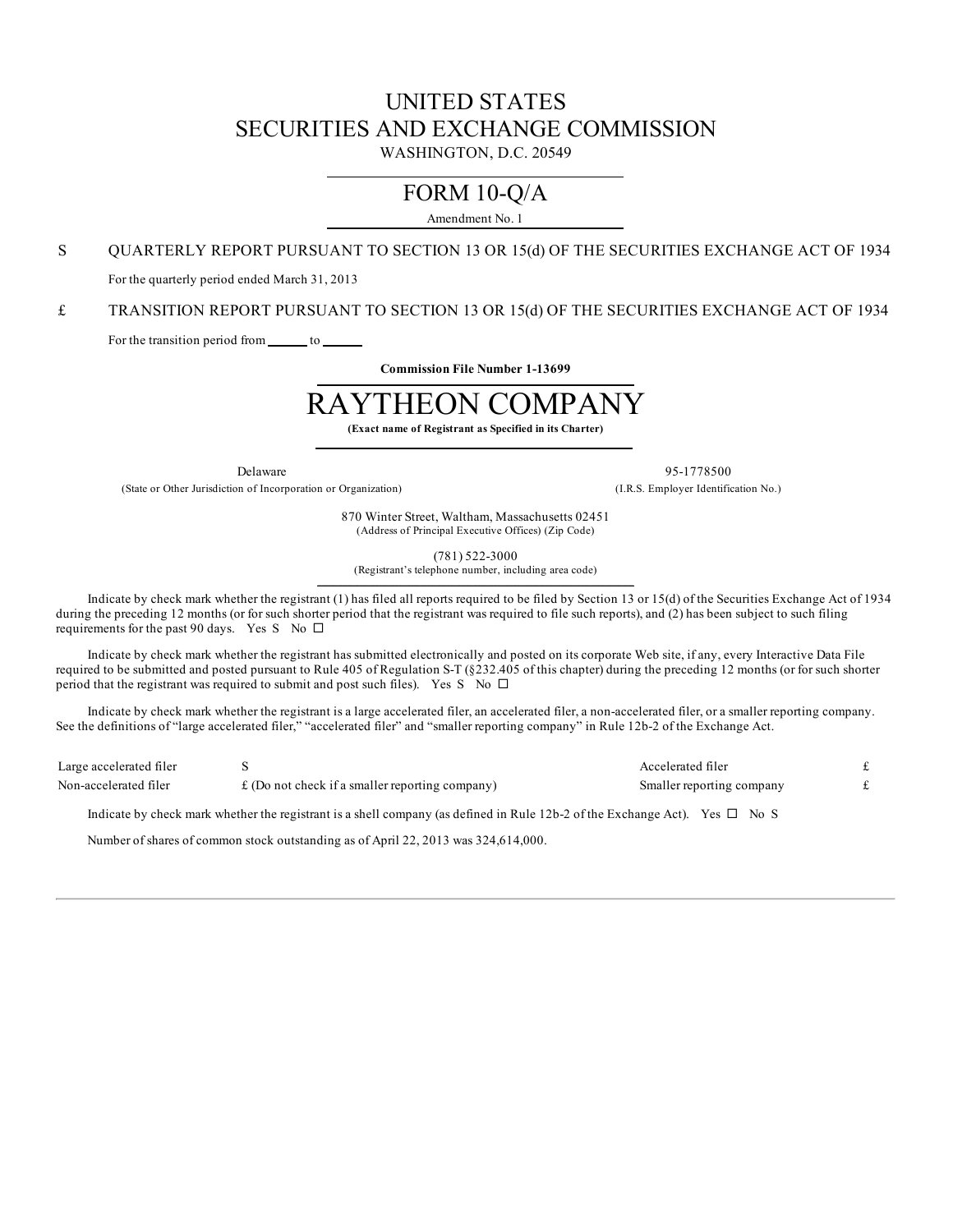# UNITED STATES
# SECURITIES AND EXCHANGE COMMISSION

WASHINGTON, D.C. 20549

## FORM 10-Q/A

Amendment No. 1

S QUARTERLY REPORT PURSUANT TO SECTION 13 OR 15(d) OF THE SECURITIES EXCHANGE ACT OF 1934

For the quarterly period ended March 31, 2013

£ TRANSITION REPORT PURSUANT TO SECTION 13 OR 15(d) OF THE SECURITIES EXCHANGE ACT OF 1934

For the transition period from ______ to ______

**Commission File Number 1-13699**

# RAYTHEON COMPANY

**(Exact name of Registrant as Specified in its Charter)**

| Delaware | 95-1778500 |
|---|---|
| (State or Other Jurisdiction of Incorporation or Organization) | (I.R.S. Employer Identification No.) |

870 Winter Street, Waltham, Massachusetts 02451
(Address of Principal Executive Offices) (Zip Code)

(781) 522-3000
(Registrant's telephone number, including area code)

Indicate by check mark whether the registrant (1) has filed all reports required to be filed by Section 13 or 15(d) of the Securities Exchange Act of 1934 during the preceding 12 months (or for such shorter period that the registrant was required to file such reports), and (2) has been subject to such filing requirements for the past 90 days. Yes S No ☐

Indicate by check mark whether the registrant has submitted electronically and posted on its corporate Web site, if any, every Interactive Data File required to be submitted and posted pursuant to Rule 405 of Regulation S-T (§232.405 of this chapter) during the preceding 12 months (or for such shorter period that the registrant was required to submit and post such files). Yes S No ☐

Indicate by check mark whether the registrant is a large accelerated filer, an accelerated filer, a non-accelerated filer, or a smaller reporting company. See the definitions of "large accelerated filer," "accelerated filer" and "smaller reporting company" in Rule 12b-2 of the Exchange Act.

| | | | |
|---|---|---|---|
| Large accelerated filer | S | Accelerated filer | £ |
| Non-accelerated filer | £ (Do not check if a smaller reporting company) | Smaller reporting company | £ |

Indicate by check mark whether the registrant is a shell company (as defined in Rule 12b-2 of the Exchange Act). Yes ☐ No S

Number of shares of common stock outstanding as of April 22, 2013 was 324,614,000.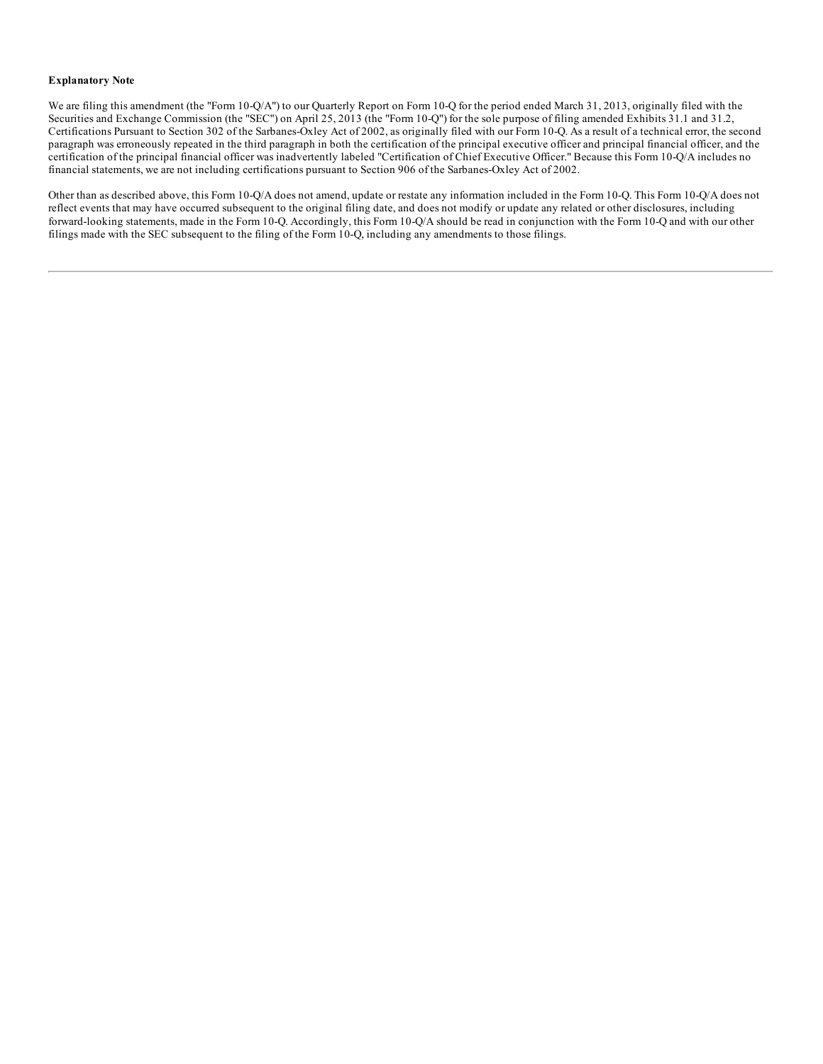**Explanatory Note**

We are filing this amendment (the "Form 10-Q/A") to our Quarterly Report on Form 10-Q for the period ended March 31, 2013, originally filed with the Securities and Exchange Commission (the "SEC") on April 25, 2013 (the "Form 10-Q") for the sole purpose of filing amended Exhibits 31.1 and 31.2, Certifications Pursuant to Section 302 of the Sarbanes-Oxley Act of 2002, as originally filed with our Form 10-Q. As a result of a technical error, the second paragraph was erroneously repeated in the third paragraph in both the certification of the principal executive officer and principal financial officer, and the certification of the principal financial officer was inadvertently labeled "Certification of Chief Executive Officer." Because this Form 10-Q/A includes no financial statements, we are not including certifications pursuant to Section 906 of the Sarbanes-Oxley Act of 2002.

Other than as described above, this Form 10-Q/A does not amend, update or restate any information included in the Form 10-Q. This Form 10-Q/A does not reflect events that may have occurred subsequent to the original filing date, and does not modify or update any related or other disclosures, including forward-looking statements, made in the Form 10-Q. Accordingly, this Form 10-Q/A should be read in conjunction with the Form 10-Q and with our other filings made with the SEC subsequent to the filing of the Form 10-Q, including any amendments to those filings.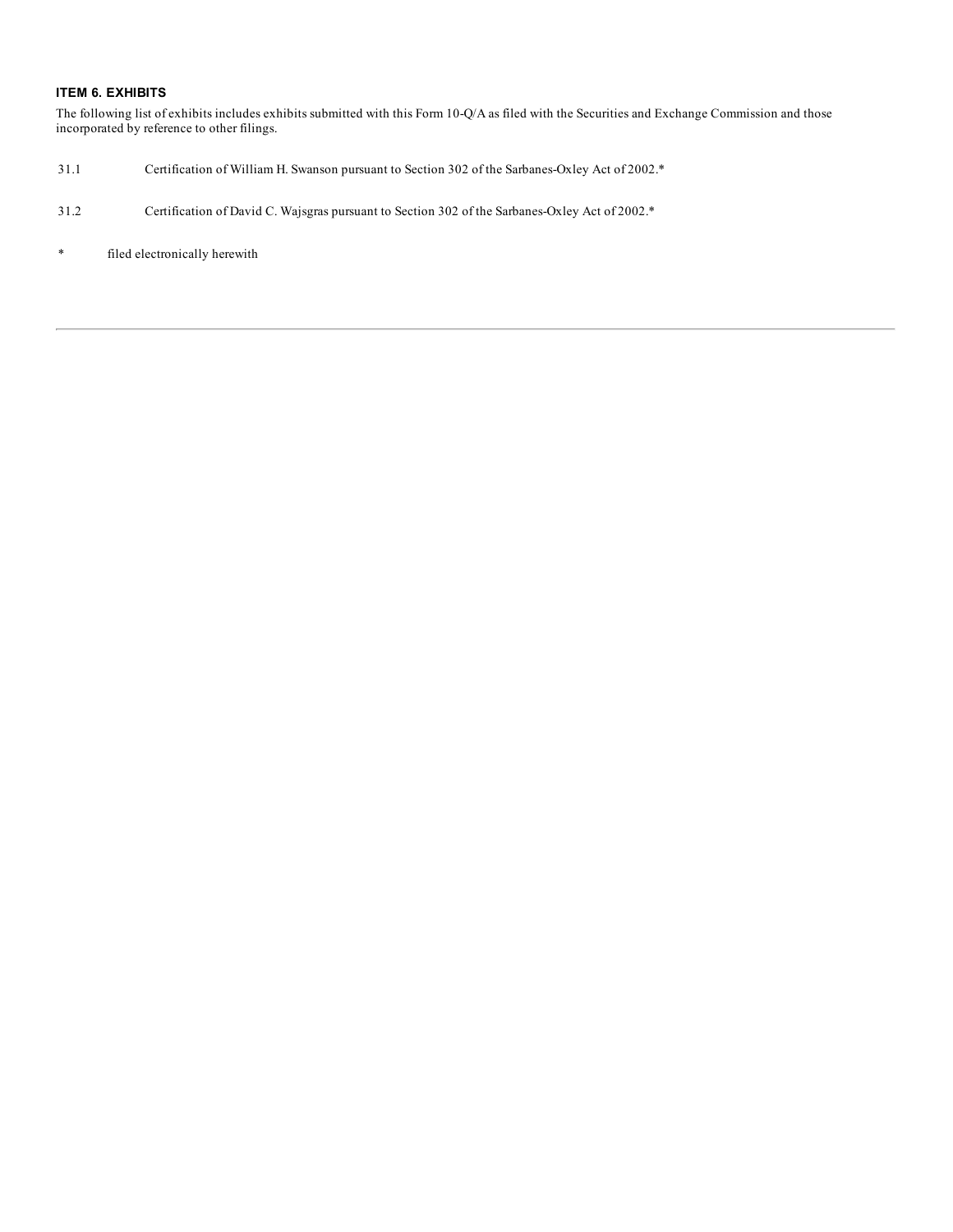## ITEM 6. EXHIBITS

The following list of exhibits includes exhibits submitted with this Form 10-Q/A as filed with the Securities and Exchange Commission and those incorporated by reference to other filings.

31.1 Certification of William H. Swanson pursuant to Section 302 of the Sarbanes-Oxley Act of 2002.*

31.2 Certification of David C. Wajsgras pursuant to Section 302 of the Sarbanes-Oxley Act of 2002.*

\* filed electronically herewith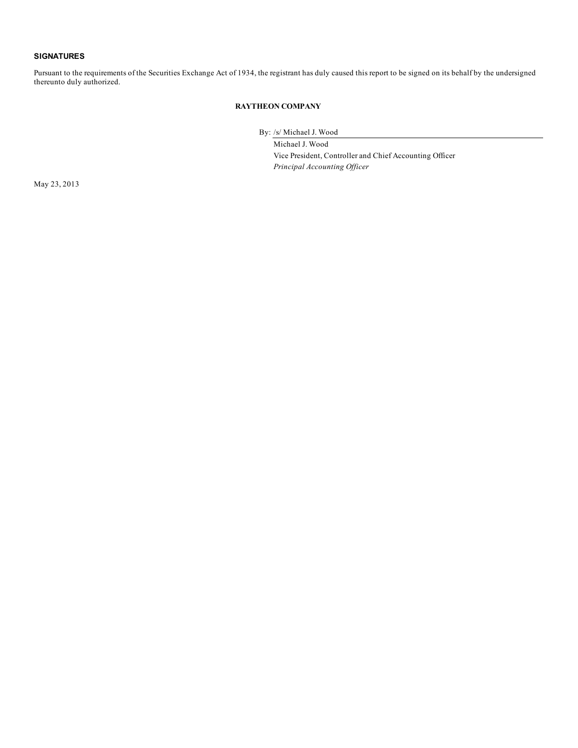## SIGNATURES

Pursuant to the requirements of the Securities Exchange Act of 1934, the registrant has duly caused this report to be signed on its behalf by the undersigned thereunto duly authorized.

**RAYTHEON COMPANY**

By: /s/ Michael J. Wood

Michael J. Wood

Vice President, Controller and Chief Accounting Officer

*Principal Accounting Officer*

May 23, 2013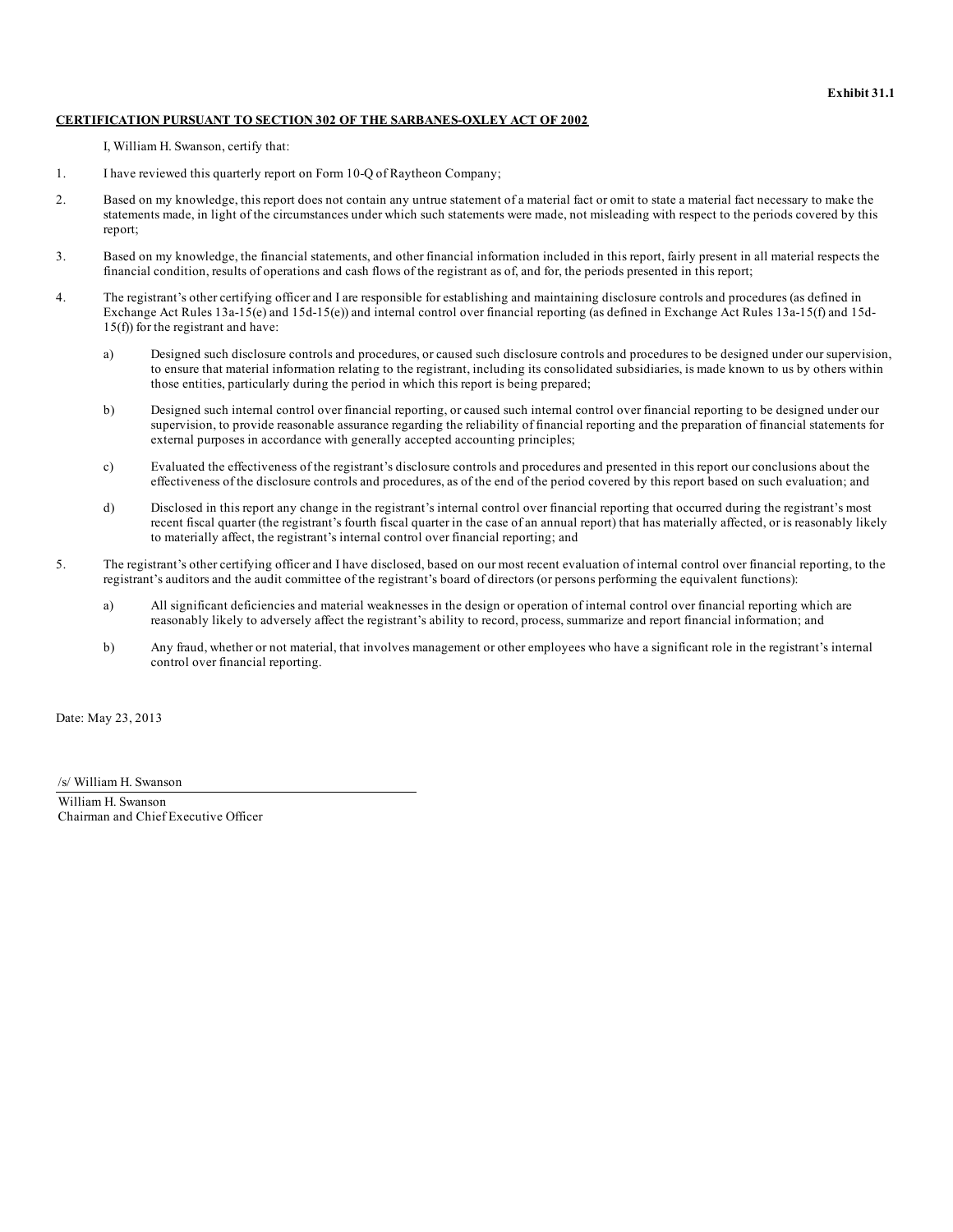**Exhibit 31.1**

**CERTIFICATION PURSUANT TO SECTION 302 OF THE SARBANES-OXLEY ACT OF 2002**

I, William H. Swanson, certify that:

1. I have reviewed this quarterly report on Form 10-Q of Raytheon Company;

2. Based on my knowledge, this report does not contain any untrue statement of a material fact or omit to state a material fact necessary to make the statements made, in light of the circumstances under which such statements were made, not misleading with respect to the periods covered by this report;

3. Based on my knowledge, the financial statements, and other financial information included in this report, fairly present in all material respects the financial condition, results of operations and cash flows of the registrant as of, and for, the periods presented in this report;

4. The registrant's other certifying officer and I are responsible for establishing and maintaining disclosure controls and procedures (as defined in Exchange Act Rules 13a-15(e) and 15d-15(e)) and internal control over financial reporting (as defined in Exchange Act Rules 13a-15(f) and 15d-15(f)) for the registrant and have:

   a) Designed such disclosure controls and procedures, or caused such disclosure controls and procedures to be designed under our supervision, to ensure that material information relating to the registrant, including its consolidated subsidiaries, is made known to us by others within those entities, particularly during the period in which this report is being prepared;

   b) Designed such internal control over financial reporting, or caused such internal control over financial reporting to be designed under our supervision, to provide reasonable assurance regarding the reliability of financial reporting and the preparation of financial statements for external purposes in accordance with generally accepted accounting principles;

   c) Evaluated the effectiveness of the registrant's disclosure controls and procedures and presented in this report our conclusions about the effectiveness of the disclosure controls and procedures, as of the end of the period covered by this report based on such evaluation; and

   d) Disclosed in this report any change in the registrant's internal control over financial reporting that occurred during the registrant's most recent fiscal quarter (the registrant's fourth fiscal quarter in the case of an annual report) that has materially affected, or is reasonably likely to materially affect, the registrant's internal control over financial reporting; and

5. The registrant's other certifying officer and I have disclosed, based on our most recent evaluation of internal control over financial reporting, to the registrant's auditors and the audit committee of the registrant's board of directors (or persons performing the equivalent functions):

   a) All significant deficiencies and material weaknesses in the design or operation of internal control over financial reporting which are reasonably likely to adversely affect the registrant's ability to record, process, summarize and report financial information; and

   b) Any fraud, whether or not material, that involves management or other employees who have a significant role in the registrant's internal control over financial reporting.

Date: May 23, 2013

/s/ William H. Swanson

William H. Swanson
Chairman and Chief Executive Officer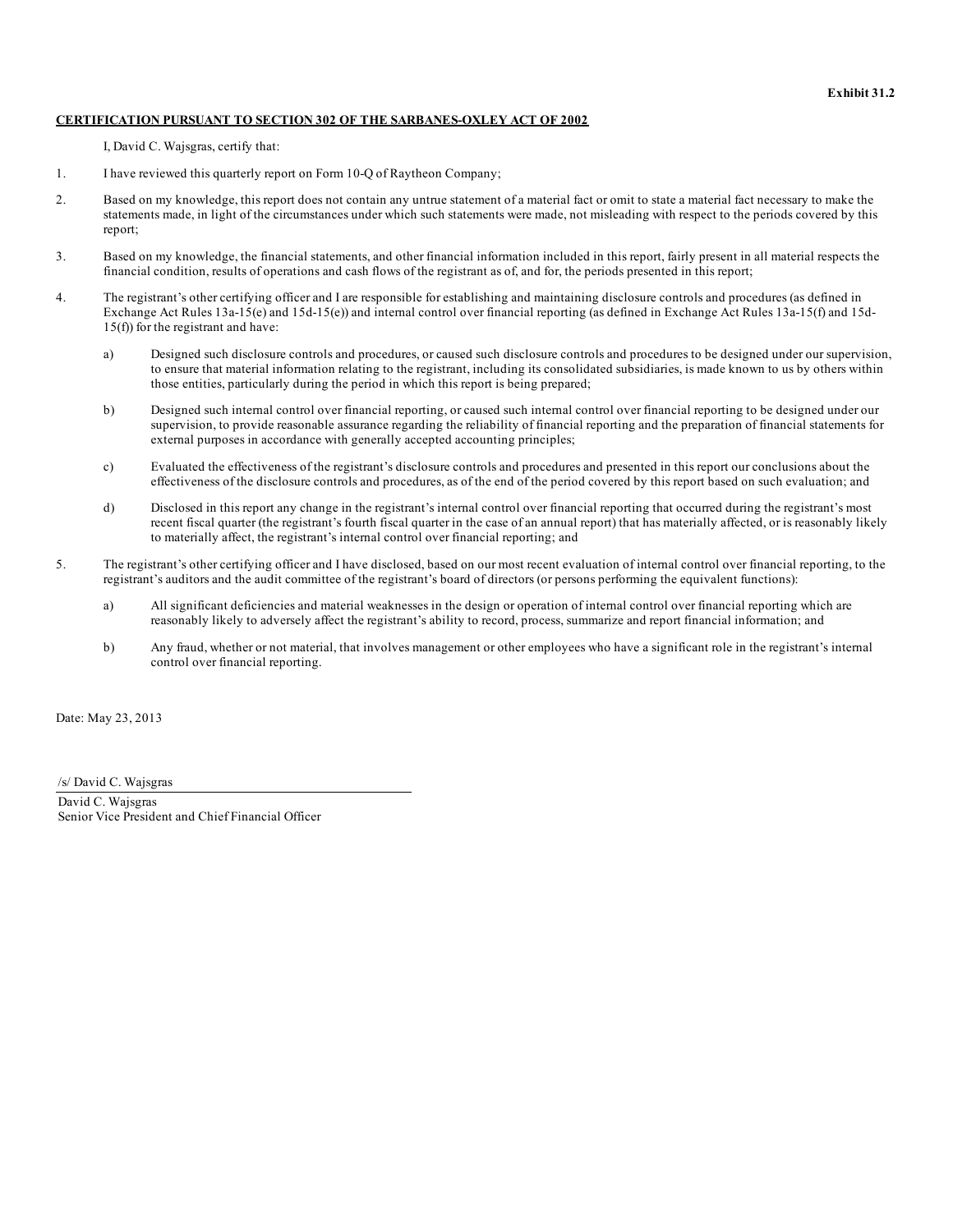**Exhibit 31.2**

**CERTIFICATION PURSUANT TO SECTION 302 OF THE SARBANES-OXLEY ACT OF 2002**

I, David C. Wajsgras, certify that:

1. I have reviewed this quarterly report on Form 10-Q of Raytheon Company;

2. Based on my knowledge, this report does not contain any untrue statement of a material fact or omit to state a material fact necessary to make the statements made, in light of the circumstances under which such statements were made, not misleading with respect to the periods covered by this report;

3. Based on my knowledge, the financial statements, and other financial information included in this report, fairly present in all material respects the financial condition, results of operations and cash flows of the registrant as of, and for, the periods presented in this report;

4. The registrant's other certifying officer and I are responsible for establishing and maintaining disclosure controls and procedures (as defined in Exchange Act Rules 13a-15(e) and 15d-15(e)) and internal control over financial reporting (as defined in Exchange Act Rules 13a-15(f) and 15d-15(f)) for the registrant and have:

    a) Designed such disclosure controls and procedures, or caused such disclosure controls and procedures to be designed under our supervision, to ensure that material information relating to the registrant, including its consolidated subsidiaries, is made known to us by others within those entities, particularly during the period in which this report is being prepared;

    b) Designed such internal control over financial reporting, or caused such internal control over financial reporting to be designed under our supervision, to provide reasonable assurance regarding the reliability of financial reporting and the preparation of financial statements for external purposes in accordance with generally accepted accounting principles;

    c) Evaluated the effectiveness of the registrant's disclosure controls and procedures and presented in this report our conclusions about the effectiveness of the disclosure controls and procedures, as of the end of the period covered by this report based on such evaluation; and

    d) Disclosed in this report any change in the registrant's internal control over financial reporting that occurred during the registrant's most recent fiscal quarter (the registrant's fourth fiscal quarter in the case of an annual report) that has materially affected, or is reasonably likely to materially affect, the registrant's internal control over financial reporting; and

5. The registrant's other certifying officer and I have disclosed, based on our most recent evaluation of internal control over financial reporting, to the registrant's auditors and the audit committee of the registrant's board of directors (or persons performing the equivalent functions):

    a) All significant deficiencies and material weaknesses in the design or operation of internal control over financial reporting which are reasonably likely to adversely affect the registrant's ability to record, process, summarize and report financial information; and

    b) Any fraud, whether or not material, that involves management or other employees who have a significant role in the registrant's internal control over financial reporting.

Date: May 23, 2013

/s/ David C. Wajsgras

David C. Wajsgras
Senior Vice President and Chief Financial Officer